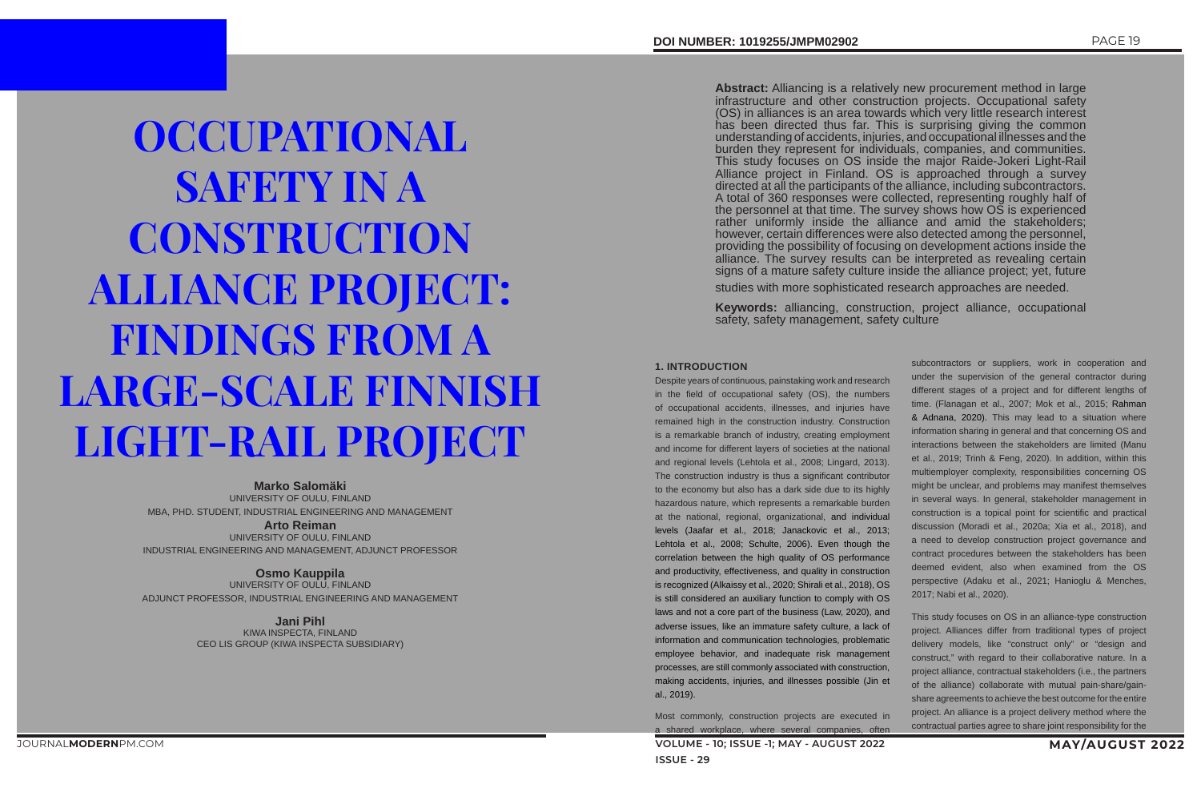# OCCUPATIONAL SAFETY IN A CONSTRUCTION ALLIANCE PROJECT: FINDINGS FROM A LARGE-SCALE FINNISH LIGHT-RAIL PROJECT

**Marko Salomäki**
UNIVERSITY OF OULU, FINLAND
MBA, PHD. STUDENT, INDUSTRIAL ENGINEERING AND MANAGEMENT

**Arto Reiman**
UNIVERSITY OF OULU, FINLAND
INDUSTRIAL ENGINEERING AND MANAGEMENT, ADJUNCT PROFESSOR

**Osmo Kauppila**
UNIVERSITY OF OULU, FINLAND
ADJUNCT PROFESSOR, INDUSTRIAL ENGINEERING AND MANAGEMENT

**Jani Pihl**
KIWA INSPECTA, FINLAND
CEO LIS GROUP (KIWA INSPECTA SUBSIDIARY)

DOI NUMBER: 1019255/JMPM02902

**Abstract:** Alliancing is a relatively new procurement method in large infrastructure and other construction projects. Occupational safety (OS) in alliances is an area towards which very little research interest has been directed thus far. This is surprising giving the common understanding of accidents, injuries, and occupational illnesses and the burden they represent for individuals, companies, and communities. This study focuses on OS inside the major Raide-Jokeri Light-Rail Alliance project in Finland. OS is approached through a survey directed at all the participants of the alliance, including subcontractors. A total of 360 responses were collected, representing roughly half of the personnel at that time. The survey shows how OS is experienced rather uniformly inside the alliance and amid the stakeholders; however, certain differences were also detected among the personnel, providing the possibility of focusing on development actions inside the alliance. The survey results can be interpreted as revealing certain signs of a mature safety culture inside the alliance project; yet, future studies with more sophisticated research approaches are needed.

**Keywords:** alliancing, construction, project alliance, occupational safety, safety management, safety culture

## 1. INTRODUCTION

Despite years of continuous, painstaking work and research in the field of occupational safety (OS), the numbers of occupational accidents, illnesses, and injuries have remained high in the construction industry. Construction is a remarkable branch of industry, creating employment and income for different layers of societies at the national and regional levels (Lehtola et al., 2008; Lingard, 2013). The construction industry is thus a significant contributor to the economy but also has a dark side due to its highly hazardous nature, which represents a remarkable burden at the national, regional, organizational, and individual levels (Jaafar et al., 2018; Janackovic et al., 2013; Lehtola et al., 2008; Schulte, 2006). Even though the correlation between the high quality of OS performance and productivity, effectiveness, and quality in construction is recognized (Alkaissy et al., 2020; Shirali et al., 2018), OS is still considered an auxiliary function to comply with OS laws and not a core part of the business (Law, 2020), and adverse issues, like an immature safety culture, a lack of information and communication technologies, problematic employee behavior, and inadequate risk management processes, are still commonly associated with construction, making accidents, injuries, and illnesses possible (Jin et al., 2019).

Most commonly, construction projects are executed in a shared workplace, where several companies, often subcontractors or suppliers, work in cooperation and under the supervision of the general contractor during different stages of a project and for different lengths of time. (Flanagan et al., 2007; Mok et al., 2015; Rahman & Adnana, 2020). This may lead to a situation where information sharing in general and that concerning OS and interactions between the stakeholders are limited (Manu et al., 2019; Trinh & Feng, 2020). In addition, within this multiemployer complexity, responsibilities concerning OS might be unclear, and problems may manifest themselves in several ways. In general, stakeholder management in construction is a topical point for scientific and practical discussion (Moradi et al., 2020a; Xia et al., 2018), and a need to develop construction project governance and contract procedures between the stakeholders has been deemed evident, also when examined from the OS perspective (Adaku et al., 2021; Hanioglu & Menches, 2017; Nabi et al., 2020).

This study focuses on OS in an alliance-type construction project. Alliances differ from traditional types of project delivery models, like "construct only" or "design and construct," with regard to their collaborative nature. In a project alliance, contractual stakeholders (i.e., the partners of the alliance) collaborate with mutual pain-share/gain-share agreements to achieve the best outcome for the entire project. An alliance is a project delivery method where the contractual parties agree to share joint responsibility for the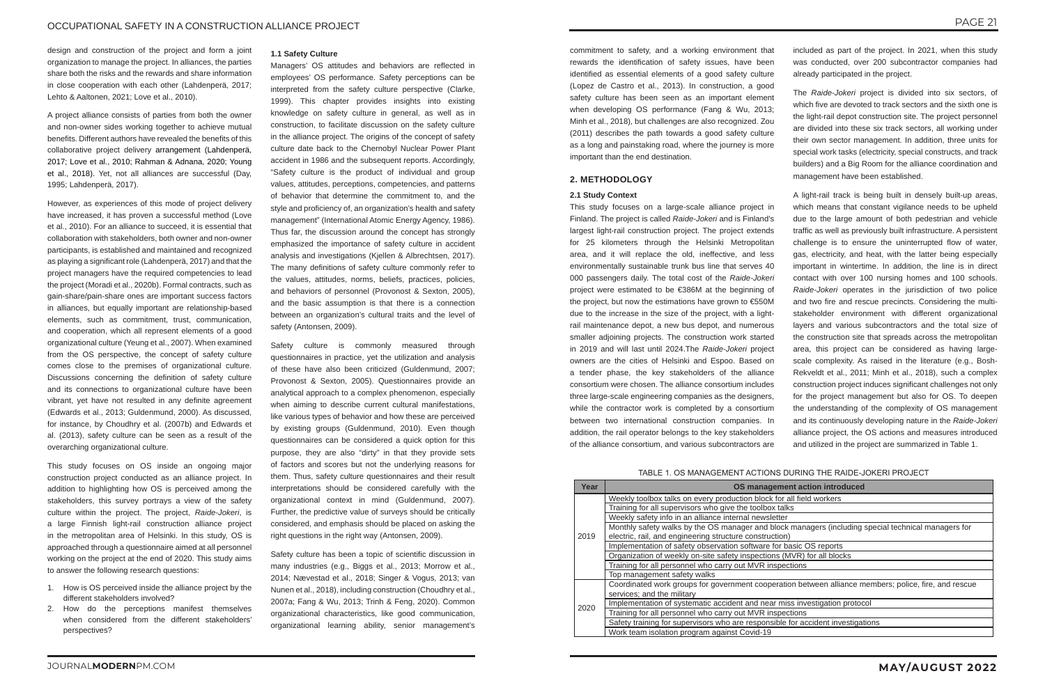design and construction of the project and form a joint organization to manage the project. In alliances, the parties share both the risks and the rewards and share information in close cooperation with each other (Lahdenperä, 2017; Lehto & Aaltonen, 2021; Love et al., 2010).

A project alliance consists of parties from both the owner and non-owner sides working together to achieve mutual benefits. Different authors have revealed the benefits of this collaborative project delivery arrangement (Lahdenperä, 2017; Love et al., 2010; Rahman & Adnana, 2020; Young et al., 2018). Yet, not all alliances are successful (Day, 1995; Lahdenperä, 2017).

However, as experiences of this mode of project delivery have increased, it has proven a successful method (Love et al., 2010). For an alliance to succeed, it is essential that collaboration with stakeholders, both owner and non-owner participants, is established and maintained and recognized as playing a significant role (Lahdenperä, 2017) and that the project managers have the required competencies to lead the project (Moradi et al., 2020b). Formal contracts, such as gain-share/pain-share ones are important success factors in alliances, but equally important are relationship-based elements, such as commitment, trust, communication, and cooperation, which all represent elements of a good organizational culture (Yeung et al., 2007). When examined from the OS perspective, the concept of safety culture comes close to the premises of organizational culture. Discussions concerning the definition of safety culture and its connections to organizational culture have been vibrant, yet have not resulted in any definite agreement (Edwards et al., 2013; Guldenmund, 2000). As discussed, for instance, by Choudhry et al. (2007b) and Edwards et al. (2013), safety culture can be seen as a result of the overarching organizational culture.

This study focuses on OS inside an ongoing major construction project conducted as an alliance project. In addition to highlighting how OS is perceived among the stakeholders, this survey portrays a view of the safety culture within the project. The project, *Raide-Jokeri*, is a large Finnish light-rail construction alliance project in the metropolitan area of Helsinki. In this study, OS is approached through a questionnaire aimed at all personnel working on the project at the end of 2020. This study aims to answer the following research questions:

1. How is OS perceived inside the alliance project by the different stakeholders involved?
2. How do the perceptions manifest themselves when considered from the different stakeholders' perspectives?

### 1.1 Safety Culture

Managers' OS attitudes and behaviors are reflected in employees' OS performance. Safety perceptions can be interpreted from the safety culture perspective (Clarke, 1999). This chapter provides insights into existing knowledge on safety culture in general, as well as in construction, to facilitate discussion on the safety culture in the alliance project. The origins of the concept of safety culture date back to the Chernobyl Nuclear Power Plant accident in 1986 and the subsequent reports. Accordingly, "Safety culture is the product of individual and group values, attitudes, perceptions, competencies, and patterns of behavior that determine the commitment to, and the style and proficiency of, an organization's health and safety management" (International Atomic Energy Agency, 1986). Thus far, the discussion around the concept has strongly emphasized the importance of safety culture in accident analysis and investigations (Kjellen & Albrechtsen, 2017). The many definitions of safety culture commonly refer to the values, attitudes, norms, beliefs, practices, policies, and behaviors of personnel (Provonost & Sexton, 2005), and the basic assumption is that there is a connection between an organization's cultural traits and the level of safety (Antonsen, 2009).

Safety culture is commonly measured through questionnaires in practice, yet the utilization and analysis of these have also been criticized (Guldenmund, 2007; Provonost & Sexton, 2005). Questionnaires provide an analytical approach to a complex phenomenon, especially when aiming to describe current cultural manifestations, like various types of behavior and how these are perceived by existing groups (Guldenmund, 2010). Even though questionnaires can be considered a quick option for this purpose, they are also "dirty" in that they provide sets of factors and scores but not the underlying reasons for them. Thus, safety culture questionnaires and their result interpretations should be considered carefully with the organizational context in mind (Guldenmund, 2007). Further, the predictive value of surveys should be critically considered, and emphasis should be placed on asking the right questions in the right way (Antonsen, 2009).

Safety culture has been a topic of scientific discussion in many industries (e.g., Biggs et al., 2013; Morrow et al., 2014; Nævestad et al., 2018; Singer & Vogus, 2013; van Nunen et al., 2018), including construction (Choudhry et al., 2007a; Fang & Wu, 2013; Trinh & Feng, 2020). Common organizational characteristics, like good communication, organizational learning ability, senior management's commitment to safety, and a working environment that rewards the identification of safety issues, have been identified as essential elements of a good safety culture (Lopez de Castro et al., 2013). In construction, a good safety culture has been seen as an important element when developing OS performance (Fang & Wu, 2013; Minh et al., 2018), but challenges are also recognized. Zou (2011) describes the path towards a good safety culture as a long and painstaking road, where the journey is more important than the end destination.

## 2. METHODOLOGY

### 2.1 Study Context

This study focuses on a large-scale alliance project in Finland. The project is called *Raide-Jokeri* and is Finland's largest light-rail construction project. The project extends for 25 kilometers through the Helsinki Metropolitan area, and it will replace the old, ineffective, and less environmentally sustainable trunk bus line that serves 40 000 passengers daily. The total cost of the *Raide-Jokeri* project were estimated to be €386M at the beginning of the project, but now the estimations have grown to €550M due to the increase in the size of the project, with a light-rail maintenance depot, a new bus depot, and numerous smaller adjoining projects. The construction work started in 2019 and will last until 2024.The *Raide-Jokeri* project owners are the cities of Helsinki and Espoo. Based on a tender phase, the key stakeholders of the alliance consortium were chosen. The alliance consortium includes three large-scale engineering companies as the designers, while the contractor work is completed by a consortium between two international construction companies. In addition, the rail operator belongs to the key stakeholders of the alliance consortium, and various subcontractors are included as part of the project. In 2021, when this study was conducted, over 200 subcontractor companies had already participated in the project.

The *Raide-Jokeri* project is divided into six sectors, of which five are devoted to track sectors and the sixth one is the light-rail depot construction site. The project personnel are divided into these six track sectors, all working under their own sector management. In addition, three units for special work tasks (electricity, special constructs, and track builders) and a Big Room for the alliance coordination and management have been established.

A light-rail track is being built in densely built-up areas, which means that constant vigilance needs to be upheld due to the large amount of both pedestrian and vehicle traffic as well as previously built infrastructure. A persistent challenge is to ensure the uninterrupted flow of water, gas, electricity, and heat, with the latter being especially important in wintertime. In addition, the line is in direct contact with over 100 nursing homes and 100 schools. *Raide-Jokeri* operates in the jurisdiction of two police and two fire and rescue precincts. Considering the multi-stakeholder environment with different organizational layers and various subcontractors and the total size of the construction site that spreads across the metropolitan area, this project can be considered as having large-scale complexity. As raised in the literature (e.g., Bosh-Rekveldt et al., 2011; Minh et al., 2018), such a complex construction project induces significant challenges not only for the project management but also for OS. To deepen the understanding of the complexity of OS management and its continuously developing nature in the *Raide-Jokeri* alliance project, the OS actions and measures introduced and utilized in the project are summarized in Table 1.

TABLE 1. OS MANAGEMENT ACTIONS DURING THE RAIDE-JOKERI PROJECT

| Year | OS management action introduced |
|---|---|
| 2019 | Weekly toolbox talks on every production block for all field workers |
| | Training for all supervisors who give the toolbox talks |
| | Weekly safety info in an alliance internal newsletter |
| | Monthly safety walks by the OS manager and block managers (including special technical managers for electric, rail, and engineering structure construction) |
| | Implementation of safety observation software for basic OS reports |
| | Organization of weekly on-site safety inspections (MVR) for all blocks |
| | Training for all personnel who carry out MVR inspections |
| | Top management safety walks |
| 2020 | Coordinated work groups for government cooperation between alliance members; police, fire, and rescue services; and the military |
| | Implementation of systematic accident and near miss investigation protocol |
| | Training for all personnel who carry out MVR inspections |
| | Safety training for supervisors who are responsible for accident investigations |
| | Work team isolation program against Covid-19 |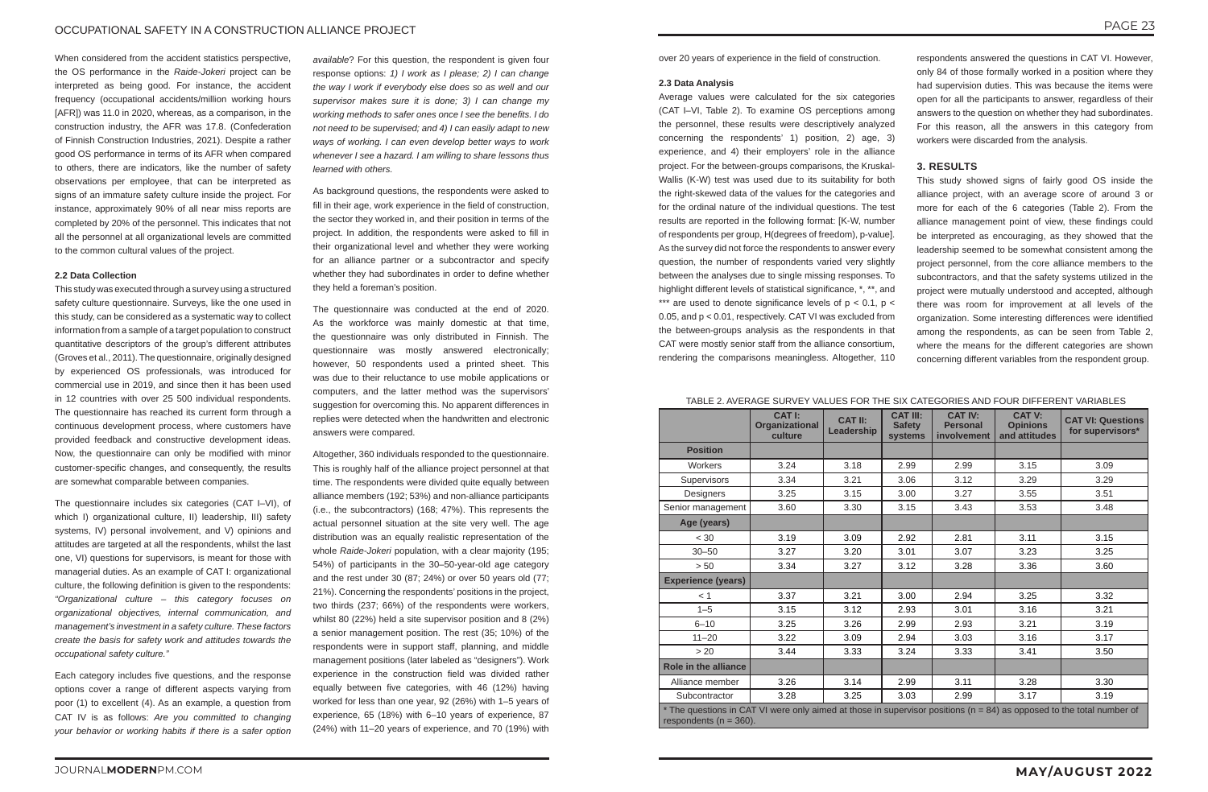When considered from the accident statistics perspective, the OS performance in the *Raide-Jokeri* project can be interpreted as being good. For instance, the accident frequency (occupational accidents/million working hours [AFR]) was 11.0 in 2020, whereas, as a comparison, in the construction industry, the AFR was 17.8. (Confederation of Finnish Construction Industries, 2021). Despite a rather good OS performance in terms of its AFR when compared to others, there are indicators, like the number of safety observations per employee, that can be interpreted as signs of an immature safety culture inside the project. For instance, approximately 90% of all near miss reports are completed by 20% of the personnel. This indicates that not all the personnel at all organizational levels are committed to the common cultural values of the project.

### 2.2 Data Collection

This study was executed through a survey using a structured safety culture questionnaire. Surveys, like the one used in this study, can be considered as a systematic way to collect information from a sample of a target population to construct quantitative descriptors of the group's different attributes (Groves et al., 2011). The questionnaire, originally designed by experienced OS professionals, was introduced for commercial use in 2019, and since then it has been used in 12 countries with over 25 500 individual respondents. The questionnaire has reached its current form through a continuous development process, where customers have provided feedback and constructive development ideas. Now, the questionnaire can only be modified with minor customer-specific changes, and consequently, the results are somewhat comparable between companies.

The questionnaire includes six categories (CAT I–VI), of which I) organizational culture, II) leadership, III) safety systems, IV) personal involvement, and V) opinions and attitudes are targeted at all the respondents, whilst the last one, VI) questions for supervisors, is meant for those with managerial duties. As an example of CAT I: organizational culture, the following definition is given to the respondents: *"Organizational culture – this category focuses on organizational objectives, internal communication, and management's investment in a safety culture. These factors create the basis for safety work and attitudes towards the occupational safety culture."*

Each category includes five questions, and the response options cover a range of different aspects varying from poor (1) to excellent (4). As an example, a question from CAT IV is as follows: *Are you committed to changing your behavior or working habits if there is a safer option available?* For this question, the respondent is given four response options: *1) I work as I please; 2) I can change the way I work if everybody else does so as well and our supervisor makes sure it is done; 3) I can change my working methods to safer ones once I see the benefits. I do not need to be supervised; and 4) I can easily adapt to new ways of working. I can even develop better ways to work whenever I see a hazard. I am willing to share lessons thus learned with others.*

As background questions, the respondents were asked to fill in their age, work experience in the field of construction, the sector they worked in, and their position in terms of the project. In addition, the respondents were asked to fill in their organizational level and whether they were working for an alliance partner or a subcontractor and specify whether they had subordinates in order to define whether they held a foreman's position.

The questionnaire was conducted at the end of 2020. As the workforce was mainly domestic at that time, the questionnaire was only distributed in Finnish. The questionnaire was mostly answered electronically; however, 50 respondents used a printed sheet. This was due to their reluctance to use mobile applications or computers, and the latter method was the supervisors' suggestion for overcoming this. No apparent differences in replies were detected when the handwritten and electronic answers were compared.

Altogether, 360 individuals responded to the questionnaire. This is roughly half of the alliance project personnel at that time. The respondents were divided quite equally between alliance members (192; 53%) and non-alliance participants (i.e., the subcontractors) (168; 47%). This represents the actual personnel situation at the site very well. The age distribution was an equally realistic representation of the whole *Raide-Jokeri* population, with a clear majority (195; 54%) of participants in the 30–50-year-old age category and the rest under 30 (87; 24%) or over 50 years old (77; 21%). Concerning the respondents' positions in the project, two thirds (237; 66%) of the respondents were workers, whilst 80 (22%) held a site supervisor position and 8 (2%) a senior management position. The rest (35; 10%) of the respondents were in support staff, planning, and middle management positions (later labeled as "designers"). Work experience in the construction field was divided rather equally between five categories, with 46 (12%) having worked for less than one year, 92 (26%) with 1–5 years of experience, 65 (18%) with 6–10 years of experience, 87 (24%) with 11–20 years of experience, and 70 (19%) with over 20 years of experience in the field of construction.

### 2.3 Data Analysis

Average values were calculated for the six categories (CAT I–VI, Table 2). To examine OS perceptions among the personnel, these results were descriptively analyzed concerning the respondents' 1) position, 2) age, 3) experience, and 4) their employers' role in the alliance project. For the between-groups comparisons, the Kruskal-Wallis (K-W) test was used due to its suitability for both the right-skewed data of the values for the categories and for the ordinal nature of the individual questions. The test results are reported in the following format: [K-W, number of respondents per group, H(degrees of freedom), p-value]. As the survey did not force the respondents to answer every question, the number of respondents varied very slightly between the analyses due to single missing responses. To highlight different levels of statistical significance, *, **, and *** are used to denote significance levels of $p < 0.1$, $p < 0.05$, and $p < 0.01$, respectively. CAT VI was excluded from the between-groups analysis as the respondents in that CAT were mostly senior staff from the alliance consortium, rendering the comparisons meaningless. Altogether, 110 respondents answered the questions in CAT VI. However, only 84 of those formally worked in a position where they had supervision duties. This was because the items were open for all the participants to answer, regardless of their answers to the question on whether they had subordinates. For this reason, all the answers in this category from workers were discarded from the analysis.

## 3. RESULTS

This study showed signs of fairly good OS inside the alliance project, with an average score of around 3 or more for each of the 6 categories (Table 2). From the alliance management point of view, these findings could be interpreted as encouraging, as they showed that the leadership seemed to be somewhat consistent among the project personnel, from the core alliance members to the subcontractors, and that the safety systems utilized in the project were mutually understood and accepted, although there was room for improvement at all levels of the organization. Some interesting differences were identified among the respondents, as can be seen from Table 2, where the means for the different categories are shown concerning different variables from the respondent group.

TABLE 2. AVERAGE SURVEY VALUES FOR THE SIX CATEGORIES AND FOUR DIFFERENT VARIABLES

| | CAT I: Organizational culture | CAT II: Leadership | CAT III: Safety systems | CAT IV: Personal involvement | CAT V: Opinions and attitudes | CAT VI: Questions for supervisors* |
|---|---|---|---|---|---|---|
| **Position** | | | | | | |
| Workers | 3.24 | 3.18 | 2.99 | 2.99 | 3.15 | 3.09 |
| Supervisors | 3.34 | 3.21 | 3.06 | 3.12 | 3.29 | 3.29 |
| Designers | 3.25 | 3.15 | 3.00 | 3.27 | 3.55 | 3.51 |
| Senior management | 3.60 | 3.30 | 3.15 | 3.43 | 3.53 | 3.48 |
| **Age (years)** | | | | | | |
| < 30 | 3.19 | 3.09 | 2.92 | 2.81 | 3.11 | 3.15 |
| 30–50 | 3.27 | 3.20 | 3.01 | 3.07 | 3.23 | 3.25 |
| > 50 | 3.34 | 3.27 | 3.12 | 3.28 | 3.36 | 3.60 |
| **Experience (years)** | | | | | | |
| < 1 | 3.37 | 3.21 | 3.00 | 2.94 | 3.25 | 3.32 |
| 1–5 | 3.15 | 3.12 | 2.93 | 3.01 | 3.16 | 3.21 |
| 6–10 | 3.25 | 3.26 | 2.99 | 2.93 | 3.21 | 3.19 |
| 11–20 | 3.22 | 3.09 | 2.94 | 3.03 | 3.16 | 3.17 |
| > 20 | 3.44 | 3.33 | 3.24 | 3.33 | 3.41 | 3.50 |
| **Role in the alliance** | | | | | | |
| Alliance member | 3.26 | 3.14 | 2.99 | 3.11 | 3.28 | 3.30 |
| Subcontractor | 3.28 | 3.25 | 3.03 | 2.99 | 3.17 | 3.19 |

* The questions in CAT VI were only aimed at those in supervisor positions (n = 84) as opposed to the total number of respondents (n = 360).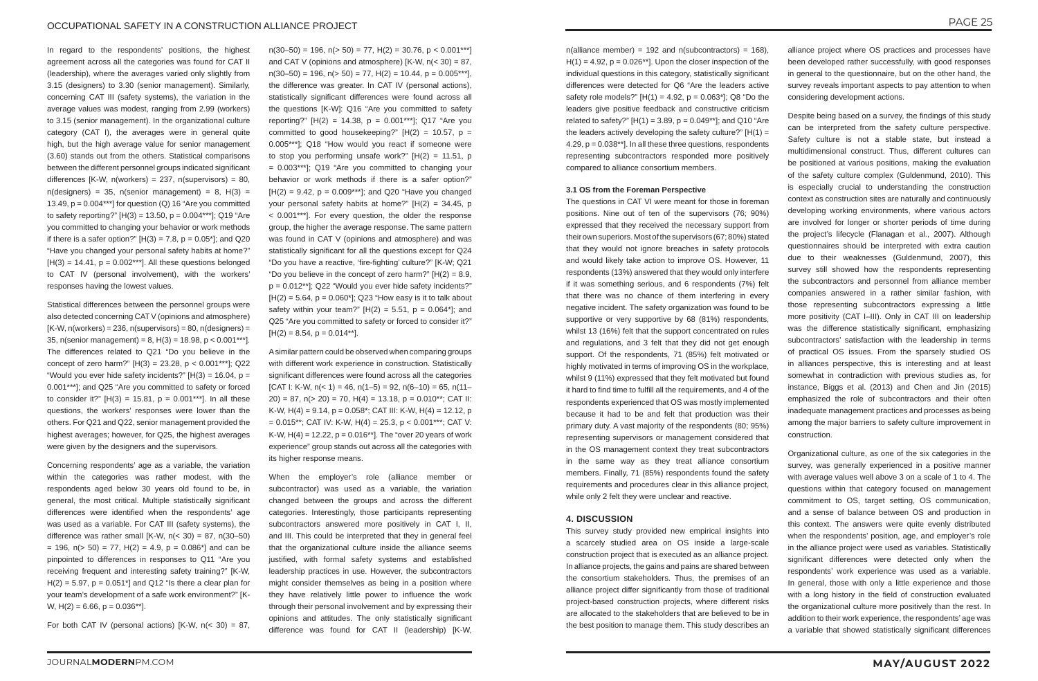In regard to the respondents' positions, the highest agreement across all the categories was found for CAT II (leadership), where the averages varied only slightly from 3.15 (designers) to 3.30 (senior management). Similarly, concerning CAT III (safety systems), the variation in the average values was modest, ranging from 2.99 (workers) to 3.15 (senior management). In the organizational culture category (CAT I), the averages were in general quite high, but the high average value for senior management (3.60) stands out from the others. Statistical comparisons between the different personnel groups indicated significant differences [K-W, n(workers) = 237, n(supervisors) = 80, n(designers) = 35, n(senior management) = 8, H(3) = 13.49, p = 0.004***] for question (Q) 16 "Are you committed to safety reporting?" [H(3) = 13.50, p = 0.004***]; Q19 "Are you committed to changing your behavior or work methods if there is a safer option?" [H(3) = 7.8, p = 0.05*]; and Q20 "Have you changed your personal safety habits at home?" [H(3) = 14.41, p = 0.002***]. All these questions belonged to CAT IV (personal involvement), with the workers' responses having the lowest values.

Statistical differences between the personnel groups were also detected concerning CAT V (opinions and atmosphere) [K-W, n(workers) = 236, n(supervisors) = 80, n(designers) = 35, n(senior management) = 8, H(3) = 18.98, p < 0.001***]. The differences related to Q21 "Do you believe in the concept of zero harm?" [H(3) = 23.28, p < 0.001***]; Q22 "Would you ever hide safety incidents?" [H(3) = 16.04, p = 0.001***]; and Q25 "Are you committed to safety or forced to consider it?" [H(3) = 15.81, p = 0.001***]. In all these questions, the workers' responses were lower than the others. For Q21 and Q22, senior management provided the highest averages; however, for Q25, the highest averages were given by the designers and the supervisors.

Concerning respondents' age as a variable, the variation within the categories was rather modest, with the respondents aged below 30 years old found to be, in general, the most critical. Multiple statistically significant differences were identified when the respondents' age was used as a variable. For CAT III (safety systems), the difference was rather small [K-W, n(< 30) = 87, n(30–50) = 196, n(> 50) = 77, H(2) = 4.9, p = 0.086*] and can be pinpointed to differences in responses to Q11 "Are you receiving frequent and interesting safety training?" [K-W, H(2) = 5.97, p = 0.051*] and Q12 "Is there a clear plan for your team's development of a safe work environment?" [K-W, H(2) = 6.66, p = 0.036**].

For both CAT IV (personal actions) [K-W, n(< 30) = 87, n(30–50) = 196, n(> 50) = 77, H(2) = 30.76, p < 0.001***] and CAT V (opinions and atmosphere) [K-W, n(< 30) = 87, n(30–50) = 196, n(> 50) = 77, H(2) = 10.44, p = 0.005***], the difference was greater. In CAT IV (personal actions), statistically significant differences were found across all the questions [K-W]: Q16 "Are you committed to safety reporting?" [H(2) = 14.38, p = 0.001***]; Q17 "Are you committed to good housekeeping?" [H(2) = 10.57, p = 0.005***]; Q18 "How would you react if someone were to stop you performing unsafe work?" [H(2) = 11.51, p = 0.003***]; Q19 "Are you committed to changing your behavior or work methods if there is a safer option?" [H(2) = 9.42, p = 0.009***]; and Q20 "Have you changed your personal safety habits at home?" [H(2) = 34.45, p < 0.001***]. For every question, the older the response group, the higher the average response. The same pattern was found in CAT V (opinions and atmosphere) and was statistically significant for all the questions except for Q24 "Do you have a reactive, 'fire-fighting' culture?" [K-W; Q21 "Do you believe in the concept of zero harm?" [H(2) = 8.9, p = 0.012**]; Q22 "Would you ever hide safety incidents?" [H(2) = 5.64, p = 0.060*]; Q23 "How easy is it to talk about safety within your team?" [H(2) = 5.51, p = 0.064*]; and Q25 "Are you committed to safety or forced to consider it?" [H(2) = 8.54, p = 0.014**].

A similar pattern could be observed when comparing groups with different work experience in construction. Statistically significant differences were found across all the categories [CAT I: K-W, n(< 1) = 46, n(1–5) = 92, n(6–10) = 65, n(11–20) = 87, n(> 20) = 70, H(4) = 13.18, p = 0.010**; CAT II: K-W, H(4) = 9.14, p = 0.058*; CAT III: K-W, H(4) = 12.12, p = 0.015**; CAT IV: K-W, H(4) = 25.3, p < 0.001***; CAT V: K-W, H(4) = 12.22, p = 0.016**]. The "over 20 years of work experience" group stands out across all the categories with its higher response means.

When the employer's role (alliance member or subcontractor) was used as a variable, the variation changed between the groups and across the different categories. Interestingly, those participants representing subcontractors answered more positively in CAT I, II, and III. This could be interpreted that they in general feel that the organizational culture inside the alliance seems justified, with formal safety systems and established leadership practices in use. However, the subcontractors might consider themselves as being in a position where they have relatively little power to influence the work through their personal involvement and by expressing their opinions and attitudes. The only statistically significant difference was found for CAT II (leadership) [K-W, n(alliance member) = 192 and n(subcontractors) = 168), H(1) = 4.92, p = 0.026**]. Upon the closer inspection of the individual questions in this category, statistically significant differences were detected for Q6 "Are the leaders active safety role models?" [H(1) = 4.92, p = 0.063*]; Q8 "Do the leaders give positive feedback and constructive criticism related to safety?" [H(1) = 3.89, p = 0.049**]; and Q10 "Are the leaders actively developing the safety culture?" [H(1) = 4.29, p = 0.038**]. In all these three questions, respondents representing subcontractors responded more positively compared to alliance consortium members.

### 3.1 OS from the Foreman Perspective

The questions in CAT VI were meant for those in foreman positions. Nine out of ten of the supervisors (76; 90%) expressed that they received the necessary support from their own superiors. Most of the supervisors (67; 80%) stated that they would not ignore breaches in safety protocols and would likely take action to improve OS. However, 11 respondents (13%) answered that they would only interfere if it was something serious, and 6 respondents (7%) felt that there was no chance of them interfering in every negative incident. The safety organization was found to be supportive or very supportive by 68 (81%) respondents, whilst 13 (16%) felt that the support concentrated on rules and regulations, and 3 felt that they did not get enough support. Of the respondents, 71 (85%) felt motivated or highly motivated in terms of improving OS in the workplace, whilst 9 (11%) expressed that they felt motivated but found it hard to find time to fulfill all the requirements, and 4 of the respondents experienced that OS was mostly implemented because it had to be and felt that production was their primary duty. A vast majority of the respondents (80; 95%) representing supervisors or management considered that in the OS management context they treat subcontractors in the same way as they treat alliance consortium members. Finally, 71 (85%) respondents found the safety requirements and procedures clear in this alliance project, while only 2 felt they were unclear and reactive.

## 4. DISCUSSION

This survey study provided new empirical insights into a scarcely studied area on OS inside a large-scale construction project that is executed as an alliance project. In alliance projects, the gains and pains are shared between the consortium stakeholders. Thus, the premises of an alliance project differ significantly from those of traditional project-based construction projects, where different risks are allocated to the stakeholders that are believed to be in the best position to manage them. This study describes an alliance project where OS practices and processes have been developed rather successfully, with good responses in general to the questionnaire, but on the other hand, the survey reveals important aspects to pay attention to when considering development actions.

Despite being based on a survey, the findings of this study can be interpreted from the safety culture perspective. Safety culture is not a stable state, but instead a multidimensional construct. Thus, different cultures can be positioned at various positions, making the evaluation of the safety culture complex (Guldenmund, 2010). This is especially crucial to understanding the construction context as construction sites are naturally and continuously developing working environments, where various actors are involved for longer or shorter periods of time during the project's lifecycle (Flanagan et al., 2007). Although questionnaires should be interpreted with extra caution due to their weaknesses (Guldenmund, 2007), this survey still showed how the respondents representing the subcontractors and personnel from alliance member companies answered in a rather similar fashion, with those representing subcontractors expressing a little more positivity (CAT I–III). Only in CAT III on leadership was the difference statistically significant, emphasizing subcontractors' satisfaction with the leadership in terms of practical OS issues. From the sparsely studied OS in alliances perspective, this is interesting and at least somewhat in contradiction with previous studies as, for instance, Biggs et al. (2013) and Chen and Jin (2015) emphasized the role of subcontractors and their often inadequate management practices and processes as being among the major barriers to safety culture improvement in construction.

Organizational culture, as one of the six categories in the survey, was generally experienced in a positive manner with average values well above 3 on a scale of 1 to 4. The questions within that category focused on management commitment to OS, target setting, OS communication, and a sense of balance between OS and production in this context. The answers were quite evenly distributed when the respondents' position, age, and employer's role in the alliance project were used as variables. Statistically significant differences were detected only when the respondents' work experience was used as a variable. In general, those with only a little experience and those with a long history in the field of construction evaluated the organizational culture more positively than the rest. In addition to their work experience, the respondents' age was a variable that showed statistically significant differences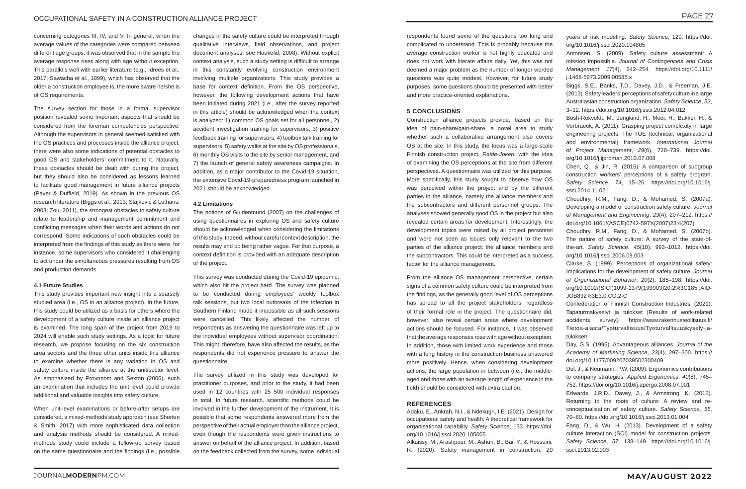concerning categories III, IV, and V. In general, when the average values of the categories were compared between different age groups, it was observed that in the sample the average response rises along with age without exception. This parallels well with earlier literature (e.g., Idrees et al., 2017; Sawacha et al., 1999), which has observed that the older a construction employee is, the more aware he/she is of OS requirements.

The survey section for those in a formal supervisor position revealed some important aspects that should be considered from the foreman competencies perspective. Although the supervisors in general seemed satisfied with the OS practices and processes inside the alliance project, there were also some indications of potential obstacles to good OS and stakeholders' commitment to it. Naturally, these obstacles should be dealt with during the project, but they should also be considered as lessons learned to facilitate good management in future alliance projects (Paver & Duffield, 2019). As shown in the previous OS research literature (Biggs et al., 2013; Stajkovic & Luthans, 2003; Zou, 2011), the strongest obstacles to safety culture relate to leadership and management commitment and conflicting messages when their words and actions do not correspond. Some indications of such obstacles could be interpreted from the findings of this study as there were, for instance, some supervisors who considered it challenging to act under the simultaneous pressures resulting from OS and production demands.

#### 4.1 Future Studies

This study provides important new insight into a sparsely studied area (i.e., OS in an alliance project). In the future, this study could be utilized as a basis for others where the development of a safety culture inside an alliance project is examined. The long span of the project from 2019 to 2024 will enable such study settings. As a topic for future research, we propose focusing on the six construction area sectors and the three other units inside this alliance to examine whether there is any variation in OS and safety culture inside the alliance at the unit/sector level. As emphasized by Provonost and Sexton (2005), such an examination that includes the unit level could provide additional and valuable insights into safety culture.

When unit-level examinations or before-after setups are considered, a mixed-methods study approach (see Shorten & Smith, 2017) with more sophisticated data collection and analysis methods should be considered. A mixed-methods study could include a follow-up survey based on the same questionnaire and the findings (i.e., possible changes in the safety culture could be interpreted through qualitative interviews, field observations, and project document analyses; see Haukelid, 2008). Without explicit context analysis, such a study setting is difficult to arrange in this constantly evolving construction environment involving multiple organizations. This study provides a base for context definition. From the OS perspective, however, the following development actions that have been initiated during 2021 (i.e., after the survey reported in this article) should be acknowledged when the context is analyzed: 1) common OS goals set for all personnel, 2) accident investigation training for supervisors, 3) positive feedback training for supervisors, 4) toolbox talk training for supervisors, 5) safety walks at the site by OS professionals, 6) monthly OS visits to the site by senior management, and 7) the launch of general safety awareness campaigns. In addition, as a major contributor to the Covid-19 situation, the extensive Covid-19-preparedness program launched in 2021 should be acknowledged.

#### 4.2 Limitations

The notions of Guldenmund (2007) on the challenges of using questionnaires in exploring OS and safety culture should be acknowledged when considering the limitations of this study. Indeed, without careful context description, the results may end up being rather vague. For that purpose, a context definition is provided with an adequate description of the project.

This survey was conducted during the Covid-19 epidemic, which also hit the project hard. The survey was planned to be conducted during employees' weekly toolbox talk sessions, but two local outbreaks of the infection in Southern Finland made it impossible as all such sessions were cancelled. This likely affected the number of respondents as answering the questionnaire was left up to the individual employees without supervisor coordination. This might, therefore, have also affected the results, as the respondents did not experience pressure to answer the questionnaire.

The survey utilized in this study was developed for practitioner purposes, and prior to the study, it had been used in 12 countries with 25 500 individual responses in total. In future research, scientific methods could be involved in the further development of the instrument. It is possible that some respondents answered more from the perspective of their actual employer than the alliance project, even though the respondents were given instructions to answer on behalf of the alliance project. In addition, based on the feedback collected from the survey, some individual respondents found some of the questions too long and complicated to understand. This is probably because the average construction worker is not highly educated and does not work with literate affairs daily. Yet, this was not deemed a major problem as the number of longer worded questions was quite modest. However, for future study purposes, some questions should be presented with better and more practice-oriented explanations.

### 5 CONCLUSIONS

Construction alliance projects provide, based on the idea of pain-share/gain-share, a novel area to study whether such a collaborative arrangement also covers OS at the site. In this study, the focus was a large-scale Finnish construction project, *Raide-Jokeri*, with the idea of examining the OS perceptions at the site from different perspectives. A questionnaire was utilized for this purpose. More specifically, this study sought to observe how OS was perceived within the project and by the different parties in the alliance, namely the alliance members and the subcontractors and different personnel groups. The analyses showed generally good OS in the project but also revealed certain areas for development. Interestingly, the development topics were raised by all project personnel and were not seen as issues only relevant to the two parties of the alliance project: the alliance members and the subcontractors. This could be interpreted as a success factor for the alliance management.

From the alliance OS management perspective, certain signs of a common safety culture could be interpreted from the findings, as the generally good level of OS perceptions has spread to all the project stakeholders, regardless of their formal role in the project. The questionnaire did, however, also reveal certain areas where development actions should be focused. For instance, it was observed that the average responses rose with age without exception. In addition, those with limited work experience and those with a long history in the construction business answered more positively. Hence, when considering development actions, the large population in between (i.e., the middle-aged and those with an average length of experience in the field) should be considered with extra caution.

### REFERENCES

Adaku, E., Ankrah, N.I., & Ndekugri, I.E. (2021). Design for occupational safety and health: A theoretical framework for organisational capability. *Safety Science*, 133. https://doi.org/10.1016/j.ssci.2020.105005

Alkaissy, M., Arashpour, M., Ashuri, B., Bai, Y., & Hosseini, R. (2020). Safety management in construction: 20 years of risk modeling. *Safety Science*, 129. https://doi.org/10.1016/j.ssci.2020.104805

Antonsen, S. (2009). Safety culture assessment: A mission impossible. *Journal of Contingencies and Crisis Management*, *17*(4), 242–254. https://doi.org/10.1111/j.1468-5973.2009.00585.x

Biggs, S.E., Banks, T.D., Davey, J.D., & Freeman, J.E. (2013). Safety leaders' perceptions of safety culture in a large Australasian construction organization. *Safety Science*, *52*, 3–12. https://doi.org/10.1016/j.ssci.2012.04.012

Bosh-Rekveldt, M., Jongkind, H., Mooi, H., Bakker, H., & Verbraeck, A. (2011). Grasping project complexity in large engineering projects: The TOE (technical, organizational and environmental) framework. *International Journal of Project Management*, *29*(6), 728–739. https://doi.org/10.1016/j.ijproman.2010.07.008

Chen, Q., & Jin, R. (2015). A comparison of subgroup construction workers' perceptions of a safety program. *Safety Science*, *74*, 15–26. https://doi.org/10.1016/j.ssci.2014.11.021

Choudhry, R.M., Fang, D., & Mohamed, S. (2007a). Developing a model of construction safety culture. *Journal of Management and Engineering*, *23*(4), 207–212. https://doi.org/10.1061/(ASCE)0742-597X(2007)23:4(207)

Choudhry, R.M., Fang, D., & Mohamed, S. (2007b). The nature of safety culture: A survey of the state-of-the-art. *Safety Science*, *45*(10), 993–1012. https://doi.org/10.1016/j.ssci.2006.09.003

Clarke, S. (1999). Perceptions of organizational safety: Implications for the development of safety culture. *Journal of Organizational Behavior*, *20*(2), 185–198. https://doi.org/10.1002/(SICI)1099-1379(199903)20:2%3C185::AID-JOB892%3E3.0.CO;2-C

Confederation of Finnish Construction Industries. (2021). Tapaturmakyselyt ja tulokset [Results of work-related accidents survey]. https://www.rakennusteollisuus.fi/Tietoa-alasta/Tyoturvallisuus/Tyoturvallisuuskysely-ja-tulokset/

Day, G.S. (1995). Advantageous alliances. *Journal of the Academy of Marketing Science*, *23*(4), 297–300. https://doi.org/10.1177/009207039502300409

Dul, J., & Neumann, P.W. (2009). Ergonomics contributions to company strategies. *Applied Ergonomics*, *40*(8), 745–752. https://doi.org/10.1016/j.apergo.2008.07.001

Edwards, J.R.D., Davey, J., & Armstrong, K. (2013). Returning to the roots of culture: A review and re-conceptualisation of safety culture. *Safety Science*, *55*, 70–80. https://doi.org/10.1016/j.ssci.2013.01.004

Fang, D., & Wu, H. (2013). Development of a safety culture interaction (SCI) model for construction projects. *Safety Science*, *57*, 138–149. https://doi.org/10.1016/j.ssci.2013.02.003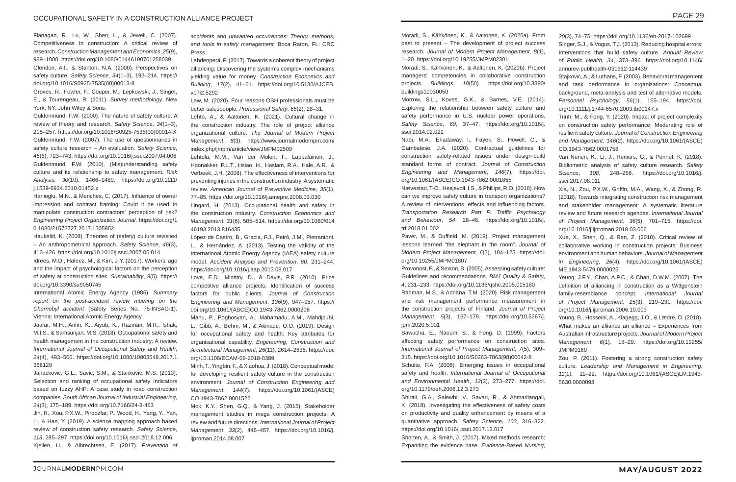Flanagan, R., Lu, W., Shen, L., & Jewell, C. (2007). Competitiveness in construction: A critical review of research. *Construction Management and Economics*, *25*(9), 989–1000. https://doi.org/10.1080/01446190701258039

Glendon, A.I., & Stanton, N.A. (2000). Perspectives on safety culture. *Safety Science*, *34*(1–3), 192–214. https://doi.org/10.1016/S0925-7535(00)00013-8

Groves, R., Fowler, F., Couper, M., Lepkowski, J., Singer, E., & Tourengeau, R. (2011). *Survey methodology*. New York, NY: John Wiley & Sons.

Guldenmund, F.W. (2000). The nature of safety culture: A review of theory and research. *Safety Science*, *34*(1–3), 215–257. https://doi.org/10.1016/S0925-7535(00)00014-X

Guldenmund, F.W. (2007). The use of questionnaires in safety culture research – An evaluation. *Safety Science*, *45*(6), 723–743. https://doi.org/10.1016/j.ssci.2007.04.006

Guldenmund, F.W. (2010). (Mis)understanding safety culture and its relationship to safety management. *Risk Analysis*, *30*(10), 1466–1480. https://doi.org/10.1111/j.1539-6924.2010.01452.x

Hanioglu, M.N., & Menches, C. (2017). Influence of owner impression and contract framing: Could it be used to manipulate construction contractors' perception of risk? *Engineering Project Organization Journal*. https://doi.org/10.1080/21573727.2017.1305952

Haukelid, K. (2008). Theories of (safety) culture revisited – An anthropometrical approach. *Safety Science*, *46*(3), 413–426. https://doi.org/10.1016/j.ssci.2007.05.014

Idrees, M.D., Hafeez, M., & Kim, J-Y. (2017). Workers' age and the impact of psychological factors on the perception of safety at construction sites. *Sustainability*, *9*(5). https://doi.org/10.3390/su9050745

International Atomic Energy Agency (1986). *Summary report on the post-accident review meeting on the Chernobyl accident* (Safety Series No. 75-INSAG-1). Vienna: International Atomic Energy Agency.

Jaafar, M.H., Arifin, K., Aiyub, K., Razman, M.R., Ishak, M.I.S., & Samsurijan, M.S. (2018). Occupational safety and health management in the construction industry: A review. *International Journal of Occupational Safety and Health*, *24*(4), 493–506. https://doi.org/10.1080/10803548.2017.1366129

Janackovic, G.L., Savic, S.M., & Stankovic, M.S. (2013). Selection and ranking of occupational safety indicators based on fuzzy AHP: A case study in road construction companies. *South African Journal of Industrial Engineering*, *24*(3), 175–189. https://doi.org/10.7166/24-3-463

Jin, R., Xou, P.X.W., Piroozfar, P., Wood, H., Yang, Y., Yan, L., & Han, Y. (2019). A science mapping approach based review of construction safety research. *Safety Science*, *113*, 285–297. https://doi.org/10.1016/j.ssci.2018.12.006

Kjellen, U., & Albrechtsen, E. (2017). *Prevention of accidents and unwanted occurrences: Theory, methods, and tools in safety management.* Boca Raton, FL: CRC Press.

Lahdenperä, P. (2017). Towards a coherent theory of project alliancing: Discovering the system's complex mechanisms yielding value for money. *Construction Economics and Building*, *17*(2), 41–61. https://doi.org/10.5130/AJCEB.v17i2.5292

Law, M. (2020). Four reasons OSH professionals must be better salespeople. *Professional Safety*, *65*(2), 28–31.

Lehto, A., & Aaltonen, K. (2021). Cultural change in the construction industry. The role of project alliance organizational culture. *The Journal of Modern Project Management*, *8*(3). https://www.journalmodernpm.com/index.php/jmpm/article/view/JMPM02509

Lehtola, M.M., Van der Molen, F., Lappalainen, J., Hoonakker, P.L.T., Hsiao, H., Haslam, R.A., Hale, A.R., & Verbeek, J.H. (2008). The effectiveness of interventions for preventing injuries in the construction industry: A systematic review. *American Journal of Preventive Medicine*, *35*(1), 77–85. https://doi.org/10.1016/j.amepre.2008.03.030

Lingard, H. (2013). Occupational health and safety in the construction industry. *Construction Economics and Management*, *31*(6), 505–514. https://doi.org/10.1080/01446193.2013.816435

López de Castro, B., Gracia, F.J., Peiró, J.M., Pietrantoni, L., & Hernández, A. (2013). Testing the validity of the International Atomic Energy Agency (IAEA) safety culture model. *Accident Analysis and Prevention*, *60*, 231–244. https://doi.org/10.1016/j.aap.2013.08.017

Love, E.D., Minstry, D., & Davis, P.R. (2010). Price competitive alliance projects: Identification of success factors for public clients. *Journal of Construction Engineering and Management*, *136*(9), 947–957. https://doi.org/10.1061/(ASCE)CO.1943-7862.0000208

Manu, P., Poghosyan, A., Mahamadu, A.M., Mahdjoubi, L., Gibb, A., Behm, M., & Akinade, O.O. (2019). Design for occupational safety and health: Key attributes for organisational capability. *Engineering, Construction and Architectural Management*, *26*(11), 2614–2636. https://doi.org/10.1108/ECAM-09-2018-0389

Minh, T., Yingbin, F., & Xiaohua, J. (2018). Conceptual model for developing resilient safety culture in the construction environment. *Journal of Construction Engineering and Management*, *144*(7). https://doi.org/10.1061/(ASCE)CO.1943-7862.0001522

Mok, K.Y., Shen, G.Q., & Yang, J. (2015). Stakeholder management studies in mega construction projects: A review and future directions. *International Journal of Project Management*, *33*(2), 446–457. https://doi.org/10.1016/j.ijproman.2014.08.007

Moradi, S., Kähkönen, K., & Aaltonen, K. (2020a). From past to present – The development of project success research. *Journal of Modern Project Management*, *8*(1), 1–20. https://doi.org/10.19255/JMPM02301

Moradi, S., Kähkönen, K., & Aaltonen, K. (2020b). Project managers' competencies in collaborative construction projects. *Buildings*, *10*(50). https://doi.org/10.3390/buildings10030050

Morrow, S.L., Koves, G.K., & Barnes, V.E. (2014). Exploring the relationship between safety culture and safety performance in U.S. nuclear power operations. *Safety Science*, *69*, 37–47. https://doi.org/10.1016/j.ssci.2014.02.022

Nabi, M.A., El-adaway, I., Fayek, S., Howell, C., & Gambatese, J.A. (2020). Contractual guidelines for construction safety-related issues under design-build standard forms of contract. *Journal of Construction Engineering and Management*, *146*(7). https://doi.org/10.1061/(ASCE)CO.1943-7862.0001855

Nævestad, T-O., Hesjevoll, I.S., & Phillips, R.O. (2018). How can we improve safety culture in transport organizations? A review of interventions, effects and influencing factors. *Transportation Research Part F: Traffic Psychology and Behaviour*, *54*, 28–46. https://doi.org/10.1016/j.trf.2018.01.002

Paver, M., & Duffield, M. (2019). Project management lessons learned "the elephant in the room". *Journal of Modern Project Management*, *6*(3), 104–125. https://doi.org/10.19255/JMPM01807

Provonost, P., & Sexton, B. (2005). Assessing safety culture: Guidelines and recommendations. *BMJ Quality & Safety*, *4*, 231–233. https://doi.org/10.1136/qshc.2005.015180

Rahman, M.S., & Adnana, T.M. (2020). Risk management and risk management performance measurement in the construction projects of Finland. *Journal of Project Management*, *5*(3), 167–178. https://doi.org/10.5267/j.jpm.2020.5.001

Sawacha, E., Naoum, S., & Fong, D. (1999). Factors affecting safety performance on construction sites. *International Journal of Project Management*, *7*(5), 309–315. https://doi.org/10.1016/S0263-7863(98)00042-8

Schulte, P.A. (2006). Emerging issues in occupational safety and health. *International Journal of Occupational and Environmental Health*, *12*(3), 273–277. https://doi.org/10.1179/oeh.2006.12.3.273

Shirali, G.A., Salewhi, V., Savari, R., & Ahmadiangali, K. (2018). Investigating the effectiveness of safety costs on productivity and quality enhancement by means of a quantitative approach. *Safety Science*, *103*, 316–322. https://doi.org/10.1016/j.ssci.2017.12.017

Shorten, A., & Smith, J. (2017). Mixed methods research: Expanding the evidence base. *Evidence-Based Nursing*, *20*(3), 74–75. https://doi.org/10.1136/eb-2017-102699

Singer, S.J., & Vogus, T.J. (2013). Reducing hospital errors: Interventions that build safety culture. *Annual Review of Public Health*, *34*, 373–396. https://doi.org/10.1146/annurev-publhealth-031912-114439

Stajkovic, A., & Luthans, F. (2003). Behavioral management and task performance in organizations: Conceptual background, meta-analysis and test of alternative models. *Personnel Psychology*, *56*(1), 155–194. https://doi.org/10.1111/j.1744-6570.2003.tb00147.x

Trinh, M., & Feng, Y. (2020). Impact of project complexity on construction safety performance: Moderating role of resilient safety culture. *Journal of Construction Engineering and Management*, *146*(2). https://doi.org/10.1061/(ASCE)CO.1943-7862.0001758

Van Nunen, K., Li, J., Reniers, G., & Ponnet, K. (2018). Bibliometric analysis of safety culture research. *Safety Science*, *108*, 248–258. https://doi.org/10.1016/j.ssci.2017.08.011

Xia, N., Zou, P.X.W., Griffin, M.A., Wang, X., & Zhong, R. (2018). Towards integrating construction risk management and stakeholder management: A systematic literature review and future research agendas. *International Journal of Project Management*, *36*(5), 701–715. https://doi.org/10.1016/j.ijproman.2018.03.006

Xue, X., Shen, Q., & Ren, Z. (2010). Critical review of collaborative working in construction projects: Business environment and human behaviors. *Journal of Management in Engineering*, *26*(4). https://doi.org/10.1061/(ASCE)ME.1943-5479.0000025

Yeung, J.F.Y., Chan, A.P.C., & Chan, D.W.M. (2007). The definition of alliancing in construction as a Wittgenstein family-resemblance concept. *International Journal of Project Management*, *25*(3), 219–231. https://doi.org/10.1016/j.ijproman.2006.10.003

Young, B., Hosseini, A., Klagegg, J.O., & Lædre, O. (2018). What makes an alliance an alliance – Experiences from Australian infrastructure projects. *Journal of Modern Project Management*, *6*(1), 18–29. https://doi.org/10.19255/JMPM0160

Zou, P. (2011). Fostering a strong construction safety culture. *Leadership and Management in Engineering*, *11*(1), 11–22. https://doi.org/10.1061/(ASCE)LM.1943-5630.0000093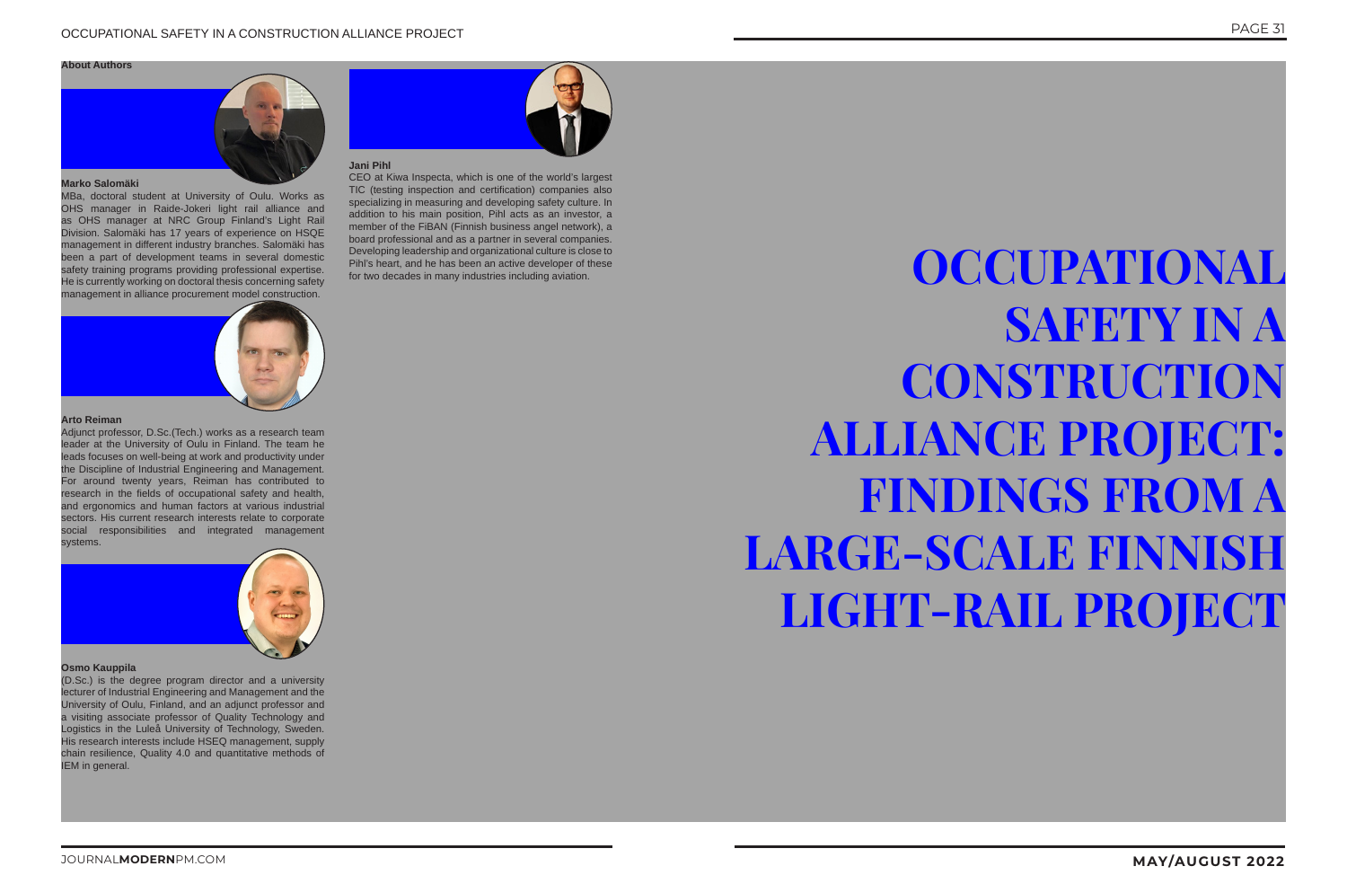**About Authors**

**Marko Salomäki**

MBa, doctoral student at University of Oulu. Works as OHS manager in Raide-Jokeri light rail alliance and as OHS manager at NRC Group Finland's Light Rail Division. Salomäki has 17 years of experience on HSQE management in different industry branches. Salomäki has been a part of development teams in several domestic safety training programs providing professional expertise. He is currently working on doctoral thesis concerning safety management in alliance procurement model construction.

**Arto Reiman**

Adjunct professor, D.Sc.(Tech.) works as a research team leader at the University of Oulu in Finland. The team he leads focuses on well-being at work and productivity under the Discipline of Industrial Engineering and Management. For around twenty years, Reiman has contributed to research in the fields of occupational safety and health, and ergonomics and human factors at various industrial sectors. His current research interests relate to corporate social responsibilities and integrated management systems.

**Osmo Kauppila**

(D.Sc.) is the degree program director and a university lecturer of Industrial Engineering and Management and the University of Oulu, Finland, and an adjunct professor and a visiting associate professor of Quality Technology and Logistics in the Luleå University of Technology, Sweden. His research interests include HSEQ management, supply chain resilience, Quality 4.0 and quantitative methods of IEM in general.

**Jani Pihl**

CEO at Kiwa Inspecta, which is one of the world's largest TIC (testing inspection and certification) companies also specializing in measuring and developing safety culture. In addition to his main position, Pihl acts as an investor, a member of the FiBAN (Finnish business angel network), a board professional and as a partner in several companies. Developing leadership and organizational culture is close to Pihl's heart, and he has been an active developer of these for two decades in many industries including aviation.

# OCCUPATIONAL SAFETY IN A CONSTRUCTION ALLIANCE PROJECT: FINDINGS FROM A LARGE-SCALE FINNISH LIGHT-RAIL PROJECT